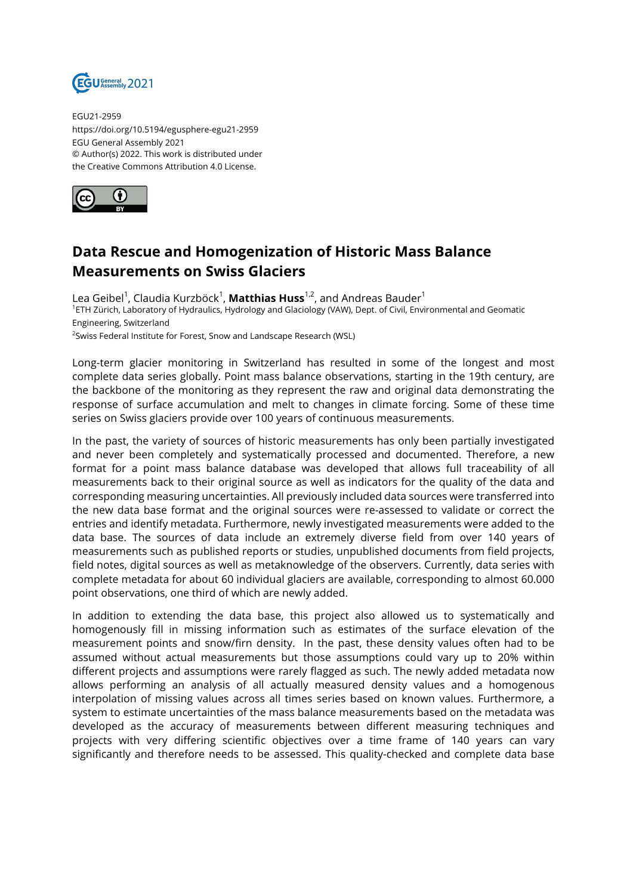EGU21-2959
https://doi.org/10.5194/egusphere-egu21-2959
EGU General Assembly 2021
© Author(s) 2022. This work is distributed under
the Creative Commons Attribution 4.0 License.

# Data Rescue and Homogenization of Historic Mass Balance Measurements on Swiss Glaciers

Lea Geibel[1], Claudia Kurzböck[1], **Matthias Huss**[1,2], and Andreas Bauder[1]

[1]ETH Zürich, Laboratory of Hydraulics, Hydrology and Glaciology (VAW), Dept. of Civil, Environmental and Geomatic Engineering, Switzerland

[2]Swiss Federal Institute for Forest, Snow and Landscape Research (WSL)

Long-term glacier monitoring in Switzerland has resulted in some of the longest and most complete data series globally. Point mass balance observations, starting in the 19th century, are the backbone of the monitoring as they represent the raw and original data demonstrating the response of surface accumulation and melt to changes in climate forcing. Some of these time series on Swiss glaciers provide over 100 years of continuous measurements.

In the past, the variety of sources of historic measurements has only been partially investigated and never been completely and systematically processed and documented. Therefore, a new format for a point mass balance database was developed that allows full traceability of all measurements back to their original source as well as indicators for the quality of the data and corresponding measuring uncertainties. All previously included data sources were transferred into the new data base format and the original sources were re-assessed to validate or correct the entries and identify metadata. Furthermore, newly investigated measurements were added to the data base. The sources of data include an extremely diverse field from over 140 years of measurements such as published reports or studies, unpublished documents from field projects, field notes, digital sources as well as metaknowledge of the observers. Currently, data series with complete metadata for about 60 individual glaciers are available, corresponding to almost 60.000 point observations, one third of which are newly added.

In addition to extending the data base, this project also allowed us to systematically and homogenously fill in missing information such as estimates of the surface elevation of the measurement points and snow/firn density. In the past, these density values often had to be assumed without actual measurements but those assumptions could vary up to 20% within different projects and assumptions were rarely flagged as such. The newly added metadata now allows performing an analysis of all actually measured density values and a homogenous interpolation of missing values across all times series based on known values. Furthermore, a system to estimate uncertainties of the mass balance measurements based on the metadata was developed as the accuracy of measurements between different measuring techniques and projects with very differing scientific objectives over a time frame of 140 years can vary significantly and therefore needs to be assessed. This quality-checked and complete data base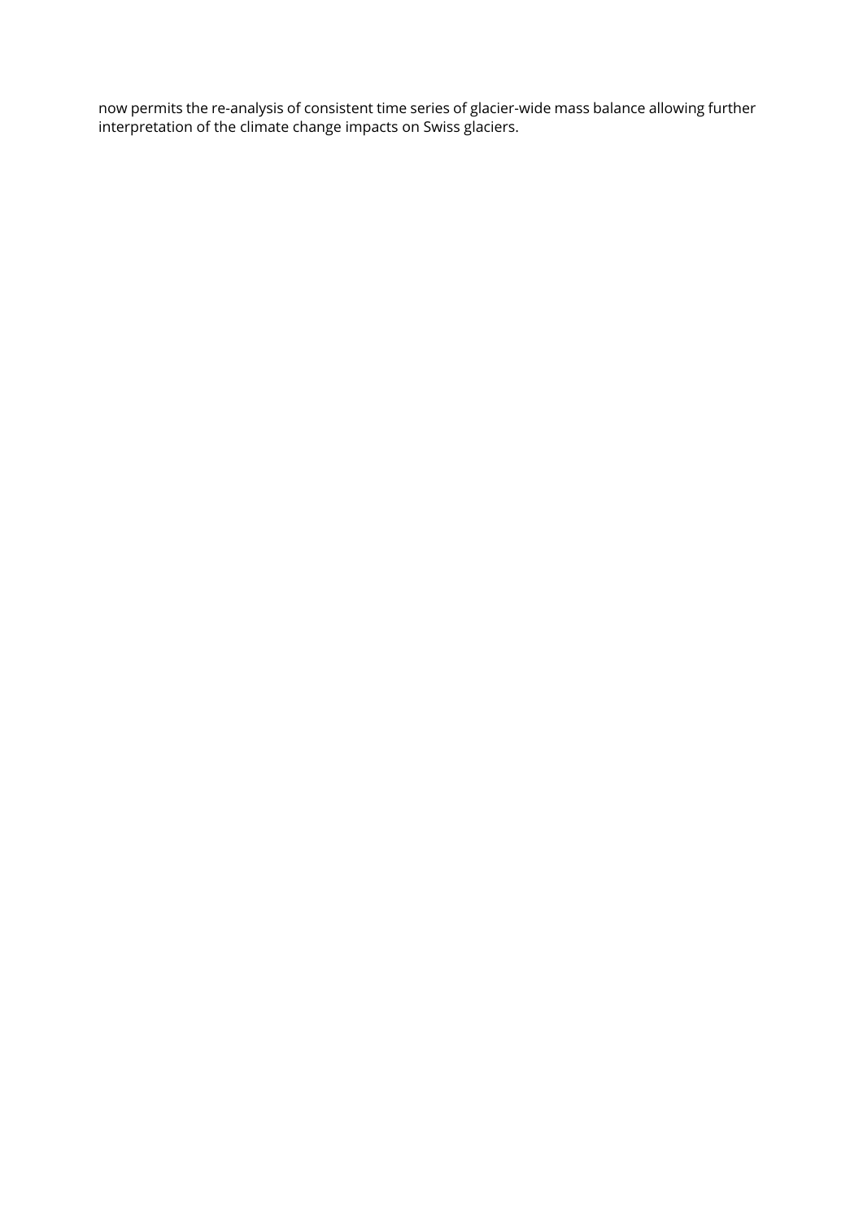now permits the re-analysis of consistent time series of glacier-wide mass balance allowing further interpretation of the climate change impacts on Swiss glaciers.